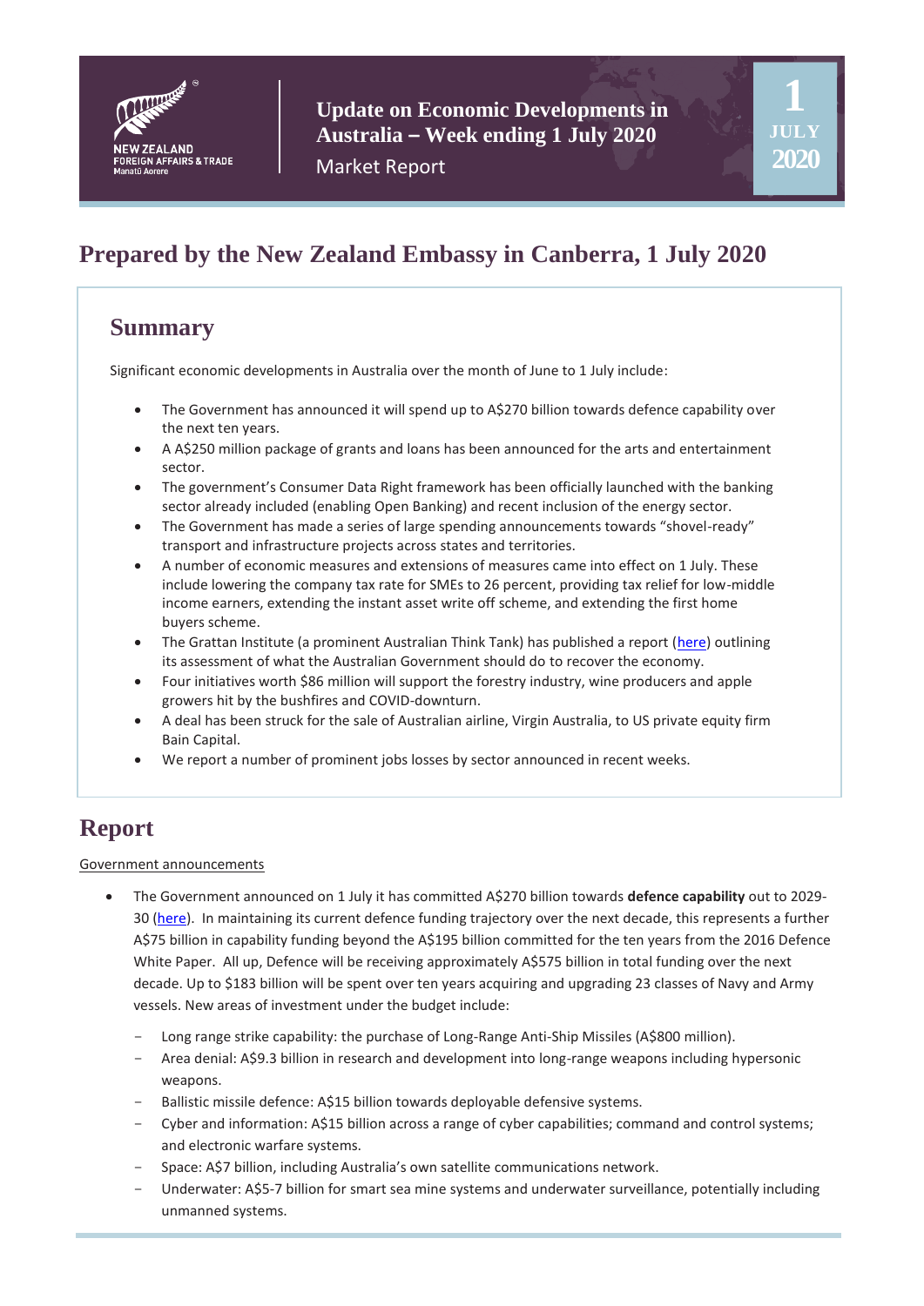# Update on Economic Developments in Australia – Week ending 1 July 2020

Market Report

1 JULY 2020

## Prepared by the New Zealand Embassy in Canberra, 1 July 2020

### Summary

Significant economic developments in Australia over the month of June to 1 July include:

- The Government has announced it will spend up to A$270 billion towards defence capability over the next ten years.
- A A$250 million package of grants and loans has been announced for the arts and entertainment sector.
- The government's Consumer Data Right framework has been officially launched with the banking sector already included (enabling Open Banking) and recent inclusion of the energy sector.
- The Government has made a series of large spending announcements towards "shovel-ready" transport and infrastructure projects across states and territories.
- A number of economic measures and extensions of measures came into effect on 1 July. These include lowering the company tax rate for SMEs to 26 percent, providing tax relief for low-middle income earners, extending the instant asset write off scheme, and extending the first home buyers scheme.
- The Grattan Institute (a prominent Australian Think Tank) has published a report (here) outlining its assessment of what the Australian Government should do to recover the economy.
- Four initiatives worth $86 million will support the forestry industry, wine producers and apple growers hit by the bushfires and COVID-downturn.
- A deal has been struck for the sale of Australian airline, Virgin Australia, to US private equity firm Bain Capital.
- We report a number of prominent jobs losses by sector announced in recent weeks.

## Report

Government announcements

- The Government announced on 1 July it has committed A$270 billion towards **defence capability** out to 2029-30 (here). In maintaining its current defence funding trajectory over the next decade, this represents a further A$75 billion in capability funding beyond the A$195 billion committed for the ten years from the 2016 Defence White Paper. All up, Defence will be receiving approximately A$575 billion in total funding over the next decade. Up to $183 billion will be spent over ten years acquiring and upgrading 23 classes of Navy and Army vessels. New areas of investment under the budget include:
  - Long range strike capability: the purchase of Long-Range Anti-Ship Missiles (A$800 million).
  - Area denial: A$9.3 billion in research and development into long-range weapons including hypersonic weapons.
  - Ballistic missile defence: A$15 billion towards deployable defensive systems.
  - Cyber and information: A$15 billion across a range of cyber capabilities; command and control systems; and electronic warfare systems.
  - Space: A$7 billion, including Australia's own satellite communications network.
  - Underwater: A$5-7 billion for smart sea mine systems and underwater surveillance, potentially including unmanned systems.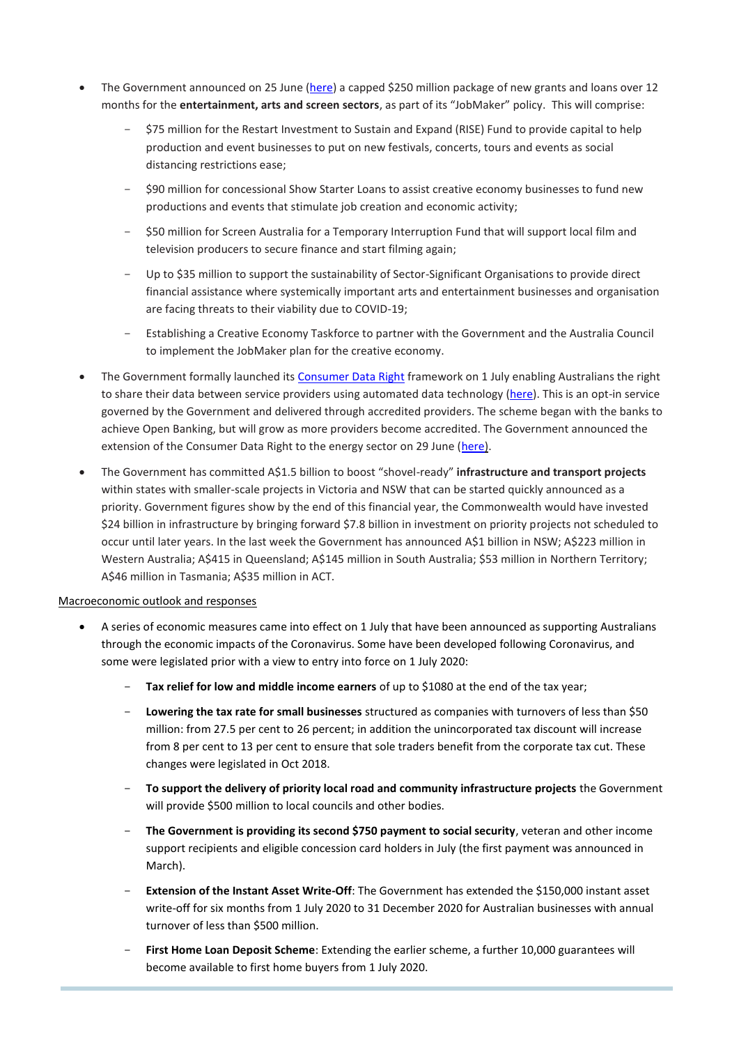- The Government announced on 25 June (here) a capped $250 million package of new grants and loans over 12 months for the **entertainment, arts and screen sectors**, as part of its "JobMaker" policy. This will comprise:
  - $75 million for the Restart Investment to Sustain and Expand (RISE) Fund to provide capital to help production and event businesses to put on new festivals, concerts, tours and events as social distancing restrictions ease;
  - $90 million for concessional Show Starter Loans to assist creative economy businesses to fund new productions and events that stimulate job creation and economic activity;
  - $50 million for Screen Australia for a Temporary Interruption Fund that will support local film and television producers to secure finance and start filming again;
  - Up to $35 million to support the sustainability of Sector-Significant Organisations to provide direct financial assistance where systemically important arts and entertainment businesses and organisation are facing threats to their viability due to COVID-19;
  - Establishing a Creative Economy Taskforce to partner with the Government and the Australia Council to implement the JobMaker plan for the creative economy.
- The Government formally launched its Consumer Data Right framework on 1 July enabling Australians the right to share their data between service providers using automated data technology (here). This is an opt-in service governed by the Government and delivered through accredited providers. The scheme began with the banks to achieve Open Banking, but will grow as more providers become accredited. The Government announced the extension of the Consumer Data Right to the energy sector on 29 June (here).
- The Government has committed A$1.5 billion to boost "shovel-ready" **infrastructure and transport projects** within states with smaller-scale projects in Victoria and NSW that can be started quickly announced as a priority. Government figures show by the end of this financial year, the Commonwealth would have invested $24 billion in infrastructure by bringing forward $7.8 billion in investment on priority projects not scheduled to occur until later years. In the last week the Government has announced A$1 billion in NSW; A$223 million in Western Australia; A$415 in Queensland; A$145 million in South Australia; $53 million in Northern Territory; A$46 million in Tasmania; A$35 million in ACT.

Macroeconomic outlook and responses

- A series of economic measures came into effect on 1 July that have been announced as supporting Australians through the economic impacts of the Coronavirus. Some have been developed following Coronavirus, and some were legislated prior with a view to entry into force on 1 July 2020:
  - **Tax relief for low and middle income earners** of up to $1080 at the end of the tax year;
  - **Lowering the tax rate for small businesses** structured as companies with turnovers of less than $50 million: from 27.5 per cent to 26 percent; in addition the unincorporated tax discount will increase from 8 per cent to 13 per cent to ensure that sole traders benefit from the corporate tax cut. These changes were legislated in Oct 2018.
  - **To support the delivery of priority local road and community infrastructure projects** the Government will provide $500 million to local councils and other bodies.
  - **The Government is providing its second $750 payment to social security**, veteran and other income support recipients and eligible concession card holders in July (the first payment was announced in March).
  - **Extension of the Instant Asset Write-Off**: The Government has extended the $150,000 instant asset write-off for six months from 1 July 2020 to 31 December 2020 for Australian businesses with annual turnover of less than $500 million.
  - **First Home Loan Deposit Scheme**: Extending the earlier scheme, a further 10,000 guarantees will become available to first home buyers from 1 July 2020.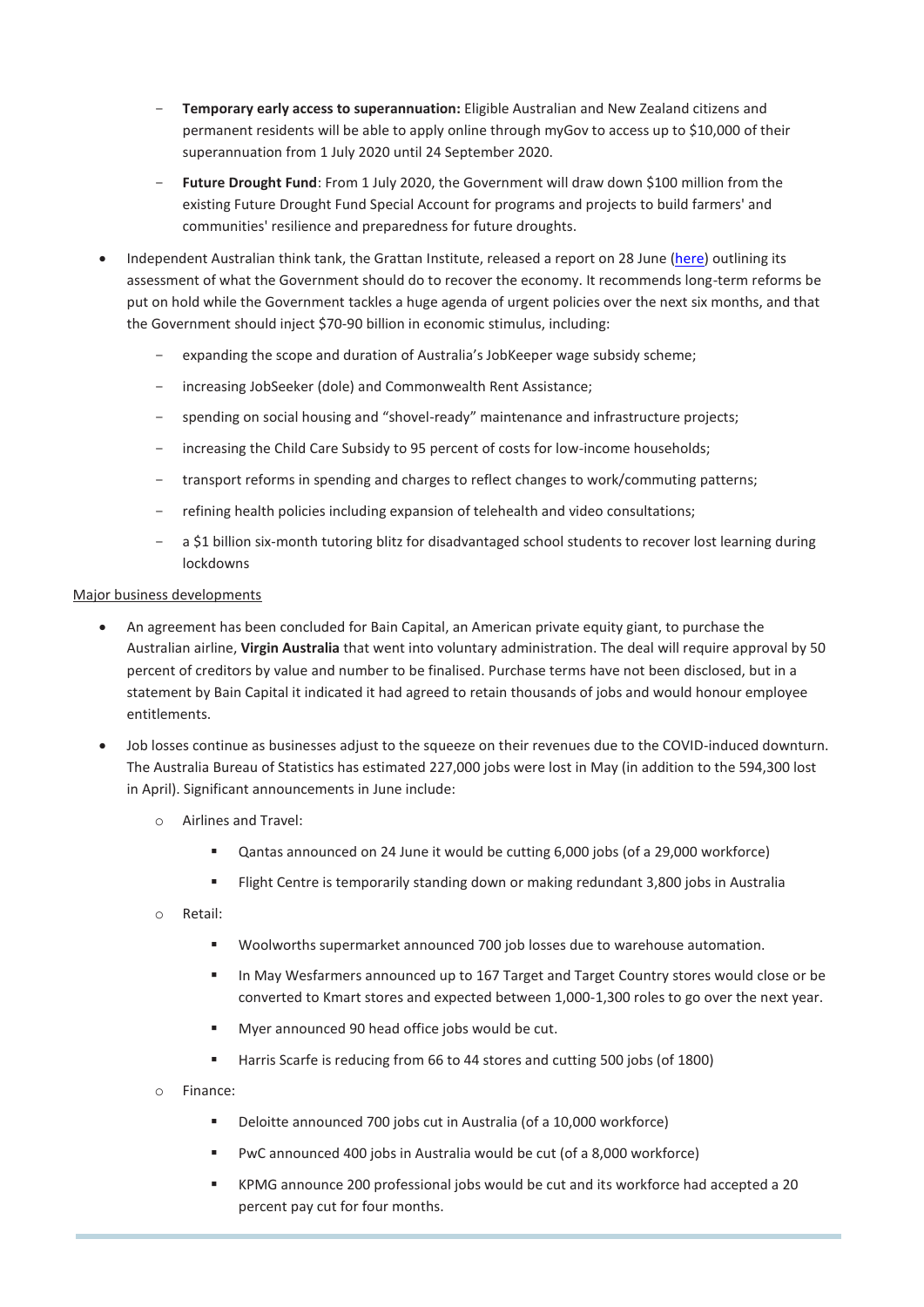- **Temporary early access to superannuation:** Eligible Australian and New Zealand citizens and permanent residents will be able to apply online through myGov to access up to $10,000 of their superannuation from 1 July 2020 until 24 September 2020.
  - **Future Drought Fund**: From 1 July 2020, the Government will draw down $100 million from the existing Future Drought Fund Special Account for programs and projects to build farmers' and communities' resilience and preparedness for future droughts.

- Independent Australian think tank, the Grattan Institute, released a report on 28 June (here) outlining its assessment of what the Government should do to recover the economy. It recommends long-term reforms be put on hold while the Government tackles a huge agenda of urgent policies over the next six months, and that the Government should inject $70-90 billion in economic stimulus, including:
  - expanding the scope and duration of Australia's JobKeeper wage subsidy scheme;
  - increasing JobSeeker (dole) and Commonwealth Rent Assistance;
  - spending on social housing and "shovel-ready" maintenance and infrastructure projects;
  - increasing the Child Care Subsidy to 95 percent of costs for low-income households;
  - transport reforms in spending and charges to reflect changes to work/commuting patterns;
  - refining health policies including expansion of telehealth and video consultations;
  - a $1 billion six-month tutoring blitz for disadvantaged school students to recover lost learning during lockdowns

Major business developments

- An agreement has been concluded for Bain Capital, an American private equity giant, to purchase the Australian airline, **Virgin Australia** that went into voluntary administration. The deal will require approval by 50 percent of creditors by value and number to be finalised. Purchase terms have not been disclosed, but in a statement by Bain Capital it indicated it had agreed to retain thousands of jobs and would honour employee entitlements.
- Job losses continue as businesses adjust to the squeeze on their revenues due to the COVID-induced downturn. The Australia Bureau of Statistics has estimated 227,000 jobs were lost in May (in addition to the 594,300 lost in April). Significant announcements in June include:
  - Airlines and Travel:
    - Qantas announced on 24 June it would be cutting 6,000 jobs (of a 29,000 workforce)
    - Flight Centre is temporarily standing down or making redundant 3,800 jobs in Australia
  - Retail:
    - Woolworths supermarket announced 700 job losses due to warehouse automation.
    - In May Wesfarmers announced up to 167 Target and Target Country stores would close or be converted to Kmart stores and expected between 1,000-1,300 roles to go over the next year.
    - Myer announced 90 head office jobs would be cut.
    - Harris Scarfe is reducing from 66 to 44 stores and cutting 500 jobs (of 1800)
  - Finance:
    - Deloitte announced 700 jobs cut in Australia (of a 10,000 workforce)
    - PwC announced 400 jobs in Australia would be cut (of a 8,000 workforce)
    - KPMG announce 200 professional jobs would be cut and its workforce had accepted a 20 percent pay cut for four months.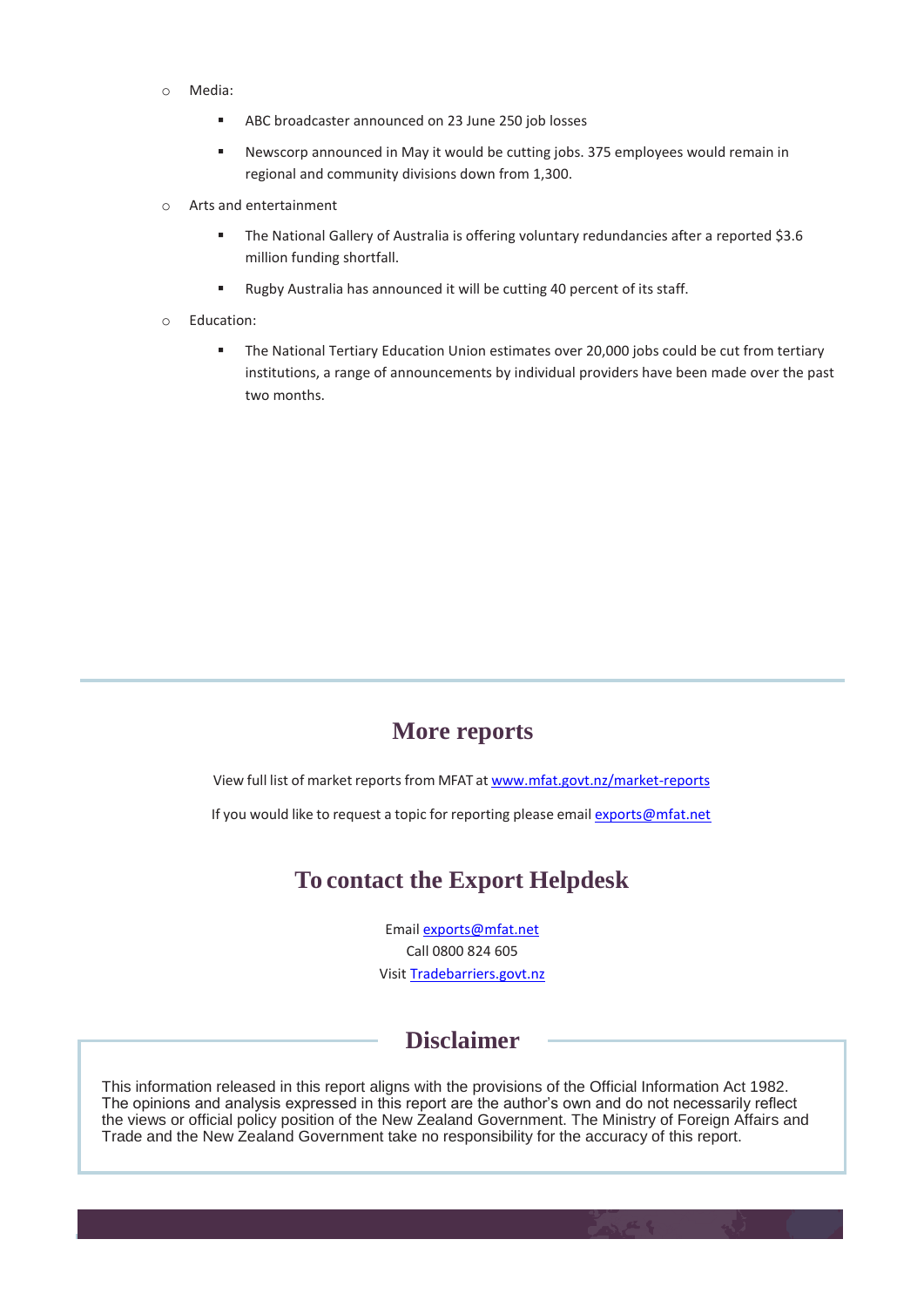- Media:
  - ABC broadcaster announced on 23 June 250 job losses
  - Newscorp announced in May it would be cutting jobs. 375 employees would remain in regional and community divisions down from 1,300.
- Arts and entertainment
  - The National Gallery of Australia is offering voluntary redundancies after a reported $3.6 million funding shortfall.
  - Rugby Australia has announced it will be cutting 40 percent of its staff.
- Education:
  - The National Tertiary Education Union estimates over 20,000 jobs could be cut from tertiary institutions, a range of announcements by individual providers have been made over the past two months.

## More reports

View full list of market reports from MFAT at [www.mfat.govt.nz/market-reports](www.mfat.govt.nz/market-reports)

If you would like to request a topic for reporting please email [exports@mfat.net](mailto:exports@mfat.net)

## To contact the Export Helpdesk

Email [exports@mfat.net](mailto:exports@mfat.net)
Call 0800 824 605
Visit [Tradebarriers.govt.nz](Tradebarriers.govt.nz)

## Disclaimer

This information released in this report aligns with the provisions of the Official Information Act 1982. The opinions and analysis expressed in this report are the author's own and do not necessarily reflect the views or official policy position of the New Zealand Government. The Ministry of Foreign Affairs and Trade and the New Zealand Government take no responsibility for the accuracy of this report.